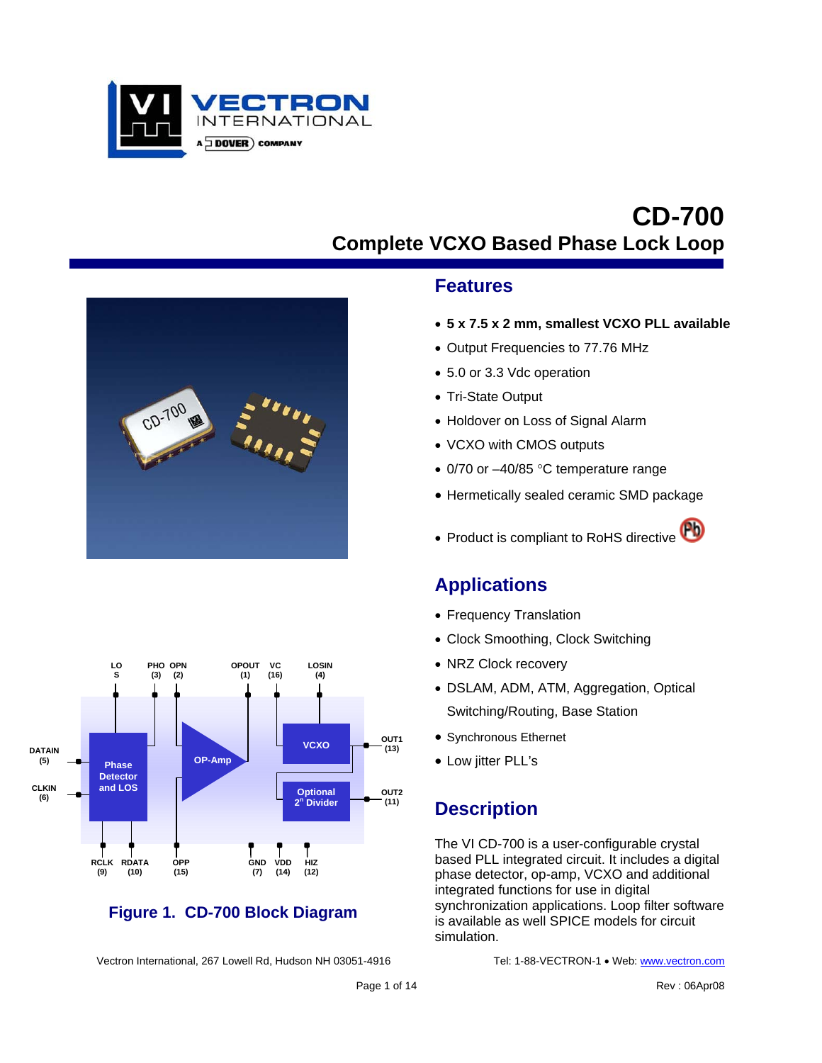# CD-700

## Complete VCXO Based Phase Lock Loop

## Features

- **5 x 7.5 x 2 mm, smallest VCXO PLL available**
- Output Frequencies to 77.76 MHz
- 5.0 or 3.3 Vdc operation
- Tri-State Output
- Holdover on Loss of Signal Alarm
- VCXO with CMOS outputs
- 0/70 or –40/85 °C temperature range
- Hermetically sealed ceramic SMD package
- Product is compliant to RoHS directive

## Applications

- Frequency Translation
- Clock Smoothing, Clock Switching
- NRZ Clock recovery
- DSLAM, ADM, ATM, Aggregation, Optical Switching/Routing, Base Station
- Synchronous Ethernet
- Low jitter PLL's

## Description

The VI CD-700 is a user-configurable crystal based PLL integrated circuit. It includes a digital phase detector, op-amp, VCXO and additional integrated functions for use in digital synchronization applications. Loop filter software is available as well SPICE models for circuit simulation.

**Figure 1. CD-700 Block Diagram**

Vectron International, 267 Lowell Rd, Hudson NH 03051-4916

Tel: 1-88-VECTRON-1 • Web: www.vectron.com

Rev : 06Apr08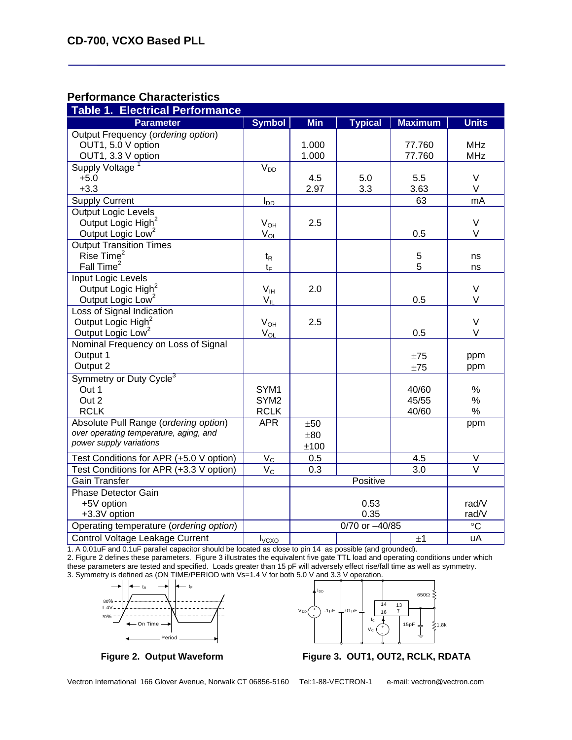## Performance Characteristics

| Table 1. Electrical Performance | | | | | |
|---|---|---|---|---|---|
| **Parameter** | **Symbol** | **Min** | **Typical** | **Maximum** | **Units** |
| Output Frequency (*ordering option*) | | | | | |
| OUT1, 5.0 V option | | 1.000 | | 77.760 | MHz |
| OUT1, 3.3 V option | | 1.000 | | 77.760 | MHz |
| Supply Voltage [1] | $V_{DD}$ | | | | |
| +5.0 | | 4.5 | 5.0 | 5.5 | V |
| +3.3 | | 2.97 | 3.3 | 3.63 | V |
| Supply Current | $I_{DD}$ | | | 63 | mA |
| Output Logic Levels | | | | | |
| Output Logic High[2] | $V_{OH}$ | 2.5 | | | V |
| Output Logic Low[2] | $V_{OL}$ | | | 0.5 | V |
| Output Transition Times | | | | | |
| Rise Time[2] | $t_R$ | | | 5 | ns |
| Fall Time[2] | $t_F$ | | | 5 | ns |
| Input Logic Levels | | | | | |
| Output Logic High[2] | $V_{IH}$ | 2.0 | | | V |
| Output Logic Low[2] | $V_{IL}$ | | | 0.5 | V |
| Loss of Signal Indication | | | | | |
| Output Logic High[2] | $V_{OH}$ | 2.5 | | | V |
| Output Logic Low[2] | $V_{OL}$ | | | 0.5 | V |
| Nominal Frequency on Loss of Signal | | | | | |
| Output 1 | | | | ±75 | ppm |
| Output 2 | | | | ±75 | ppm |
| Symmetry or Duty Cycle[3] | | | | | |
| Out 1 | SYM1 | | | 40/60 | % |
| Out 2 | SYM2 | | | 45/55 | % |
| RCLK | RCLK | | | 40/60 | % |
| Absolute Pull Range (*ordering option*) *over operating temperature, aging, and power supply variations* | APR | ±50<br>±80<br>±100 | | | ppm |
| Test Conditions for APR (+5.0 V option) | $V_C$ | 0.5 | | 4.5 | V |
| Test Conditions for APR (+3.3 V option) | $V_C$ | 0.3 | | 3.0 | V |
| Gain Transfer | | | Positive | | |
| Phase Detector Gain | | | | | |
| +5V option | | | 0.53 | | rad/V |
| +3.3V option | | | 0.35 | | rad/V |
| Operating temperature (*ordering option*) | | | 0/70 or –40/85 | | °C |
| Control Voltage Leakage Current | $I_{VCXO}$ | | | ±1 | uA |

1. A 0.01uF and 0.1uF parallel capacitor should be located as close to pin 14 as possible (and grounded).
2. Figure 2 defines these parameters. Figure 3 illustrates the equivalent five gate TTL load and operating conditions under which these parameters are tested and specified. Loads greater than 15 pF will adversely effect rise/fall time as well as symmetry.
3. Symmetry is defined as (ON TIME/PERIOD with Vs=1.4 V for both 5.0 V and 3.3 V operation.

**Figure 2. Output Waveform**

**Figure 3. OUT1, OUT2, RCLK, RDATA**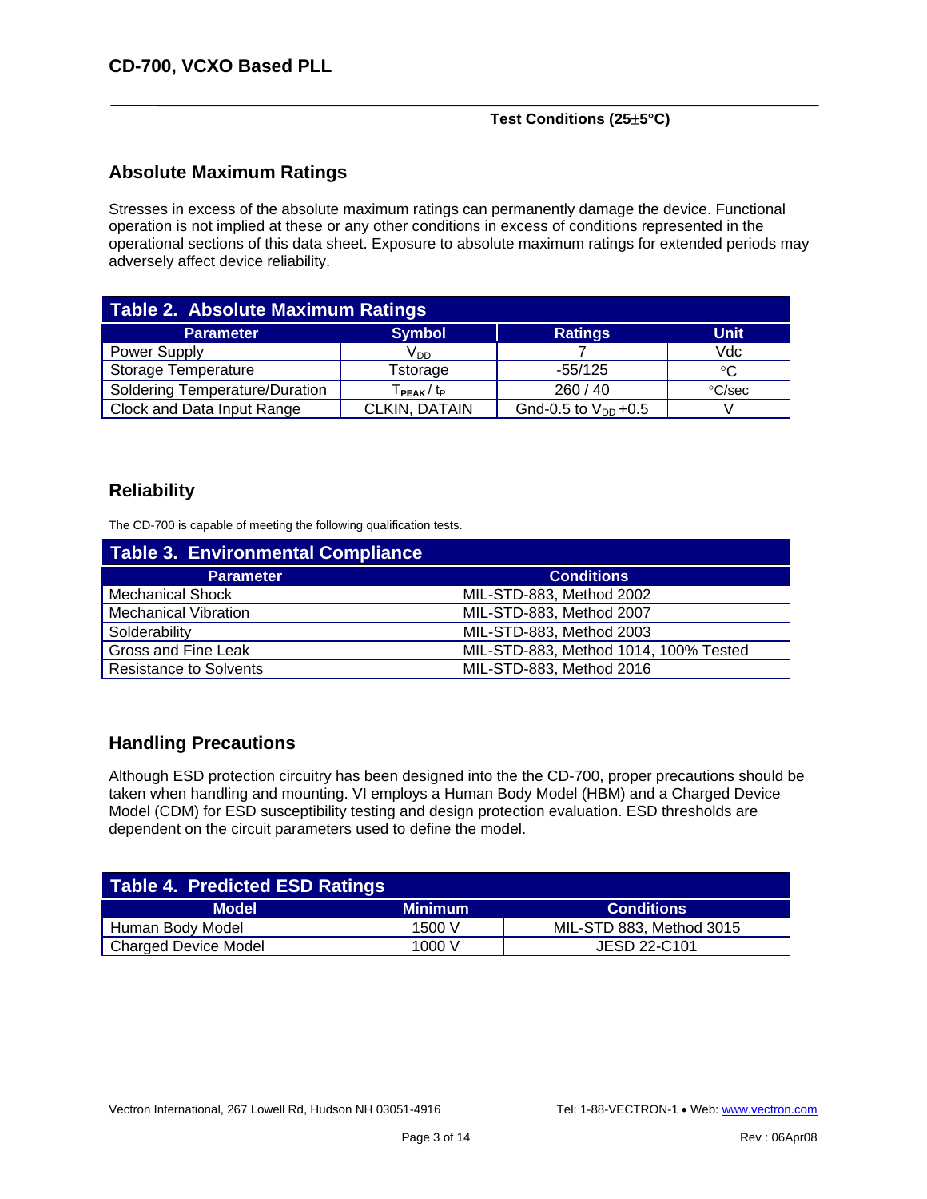**Test Conditions (25±5°C)**

## Absolute Maximum Ratings

Stresses in excess of the absolute maximum ratings can permanently damage the device. Functional operation is not implied at these or any other conditions in excess of conditions represented in the operational sections of this data sheet. Exposure to absolute maximum ratings for extended periods may adversely affect device reliability.

**Table 2. Absolute Maximum Ratings**

| Parameter | Symbol | Ratings | Unit |
|---|---|---|---|
| Power Supply | $V_{DD}$ | 7 | Vdc |
| Storage Temperature | Tstorage | -55/125 | °C |
| Soldering Temperature/Duration | $T_{PEAK}$ / $t_P$ | 260 / 40 | °C/sec |
| Clock and Data Input Range | CLKIN, DATAIN | Gnd-0.5 to $V_{DD}$ +0.5 | V |

## Reliability

The CD-700 is capable of meeting the following qualification tests.

**Table 3. Environmental Compliance**

| Parameter | Conditions |
|---|---|
| Mechanical Shock | MIL-STD-883, Method 2002 |
| Mechanical Vibration | MIL-STD-883, Method 2007 |
| Solderability | MIL-STD-883, Method 2003 |
| Gross and Fine Leak | MIL-STD-883, Method 1014, 100% Tested |
| Resistance to Solvents | MIL-STD-883, Method 2016 |

## Handling Precautions

Although ESD protection circuitry has been designed into the the CD-700, proper precautions should be taken when handling and mounting. VI employs a Human Body Model (HBM) and a Charged Device Model (CDM) for ESD susceptibility testing and design protection evaluation. ESD thresholds are dependent on the circuit parameters used to define the model.

**Table 4. Predicted ESD Ratings**

| Model | Minimum | Conditions |
|---|---|---|
| Human Body Model | 1500 V | MIL-STD 883, Method 3015 |
| Charged Device Model | 1000 V | JESD 22-C101 |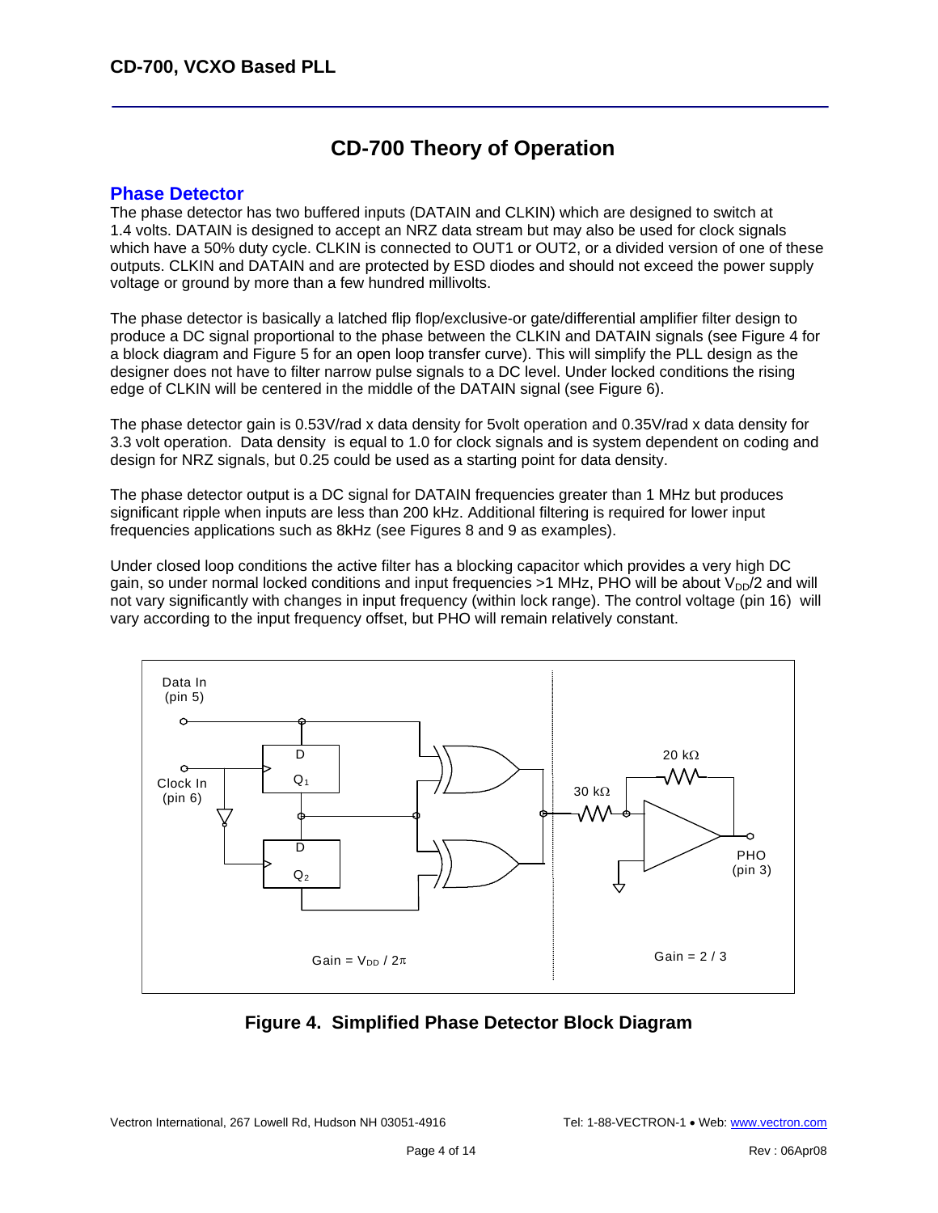# CD-700 Theory of Operation

## Phase Detector

The phase detector has two buffered inputs (DATAIN and CLKIN) which are designed to switch at 1.4 volts. DATAIN is designed to accept an NRZ data stream but may also be used for clock signals which have a 50% duty cycle. CLKIN is connected to OUT1 or OUT2, or a divided version of one of these outputs. CLKIN and DATAIN and are protected by ESD diodes and should not exceed the power supply voltage or ground by more than a few hundred millivolts.

The phase detector is basically a latched flip flop/exclusive-or gate/differential amplifier filter design to produce a DC signal proportional to the phase between the CLKIN and DATAIN signals (see Figure 4 for a block diagram and Figure 5 for an open loop transfer curve). This will simplify the PLL design as the designer does not have to filter narrow pulse signals to a DC level. Under locked conditions the rising edge of CLKIN will be centered in the middle of the DATAIN signal (see Figure 6).

The phase detector gain is 0.53V/rad x data density for 5volt operation and 0.35V/rad x data density for 3.3 volt operation. Data density is equal to 1.0 for clock signals and is system dependent on coding and design for NRZ signals, but 0.25 could be used as a starting point for data density.

The phase detector output is a DC signal for DATAIN frequencies greater than 1 MHz but produces significant ripple when inputs are less than 200 kHz. Additional filtering is required for lower input frequencies applications such as 8kHz (see Figures 8 and 9 as examples).

Under closed loop conditions the active filter has a blocking capacitor which provides a very high DC gain, so under normal locked conditions and input frequencies >1 MHz, PHO will be about $V_{DD}/2$ and will not vary significantly with changes in input frequency (within lock range). The control voltage (pin 16) will vary according to the input frequency offset, but PHO will remain relatively constant.

Data In (pin 5)

Clock In (pin 6)

D Q1

D Q2

30 kΩ

20 kΩ

PHO (pin 3)

Gain = $V_{DD} / 2\pi$

Gain = 2 / 3

**Figure 4. Simplified Phase Detector Block Diagram**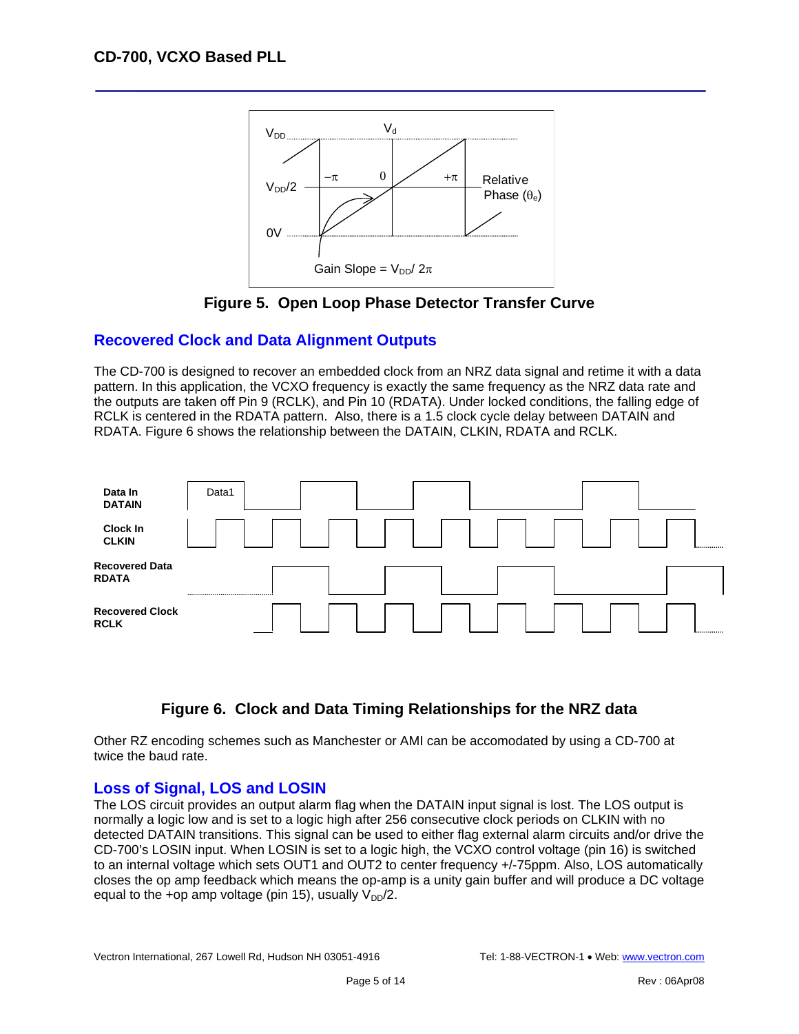Figure 5. Open Loop Phase Detector Transfer Curve

## Recovered Clock and Data Alignment Outputs

The CD-700 is designed to recover an embedded clock from an NRZ data signal and retime it with a data pattern. In this application, the VCXO frequency is exactly the same frequency as the NRZ data rate and the outputs are taken off Pin 9 (RCLK), and Pin 10 (RDATA). Under locked conditions, the falling edge of RCLK is centered in the RDATA pattern. Also, there is a 1.5 clock cycle delay between DATAIN and RDATA. Figure 6 shows the relationship between the DATAIN, CLKIN, RDATA and RCLK.

Figure 6. Clock and Data Timing Relationships for the NRZ data

Other RZ encoding schemes such as Manchester or AMI can be accomodated by using a CD-700 at twice the baud rate.

## Loss of Signal, LOS and LOSIN

The LOS circuit provides an output alarm flag when the DATAIN input signal is lost. The LOS output is normally a logic low and is set to a logic high after 256 consecutive clock periods on CLKIN with no detected DATAIN transitions. This signal can be used to either flag external alarm circuits and/or drive the CD-700's LOSIN input. When LOSIN is set to a logic high, the VCXO control voltage (pin 16) is switched to an internal voltage which sets OUT1 and OUT2 to center frequency +/-75ppm. Also, LOS automatically closes the op amp feedback which means the op-amp is a unity gain buffer and will produce a DC voltage equal to the +op amp voltage (pin 15), usually $V_{DD}/2$.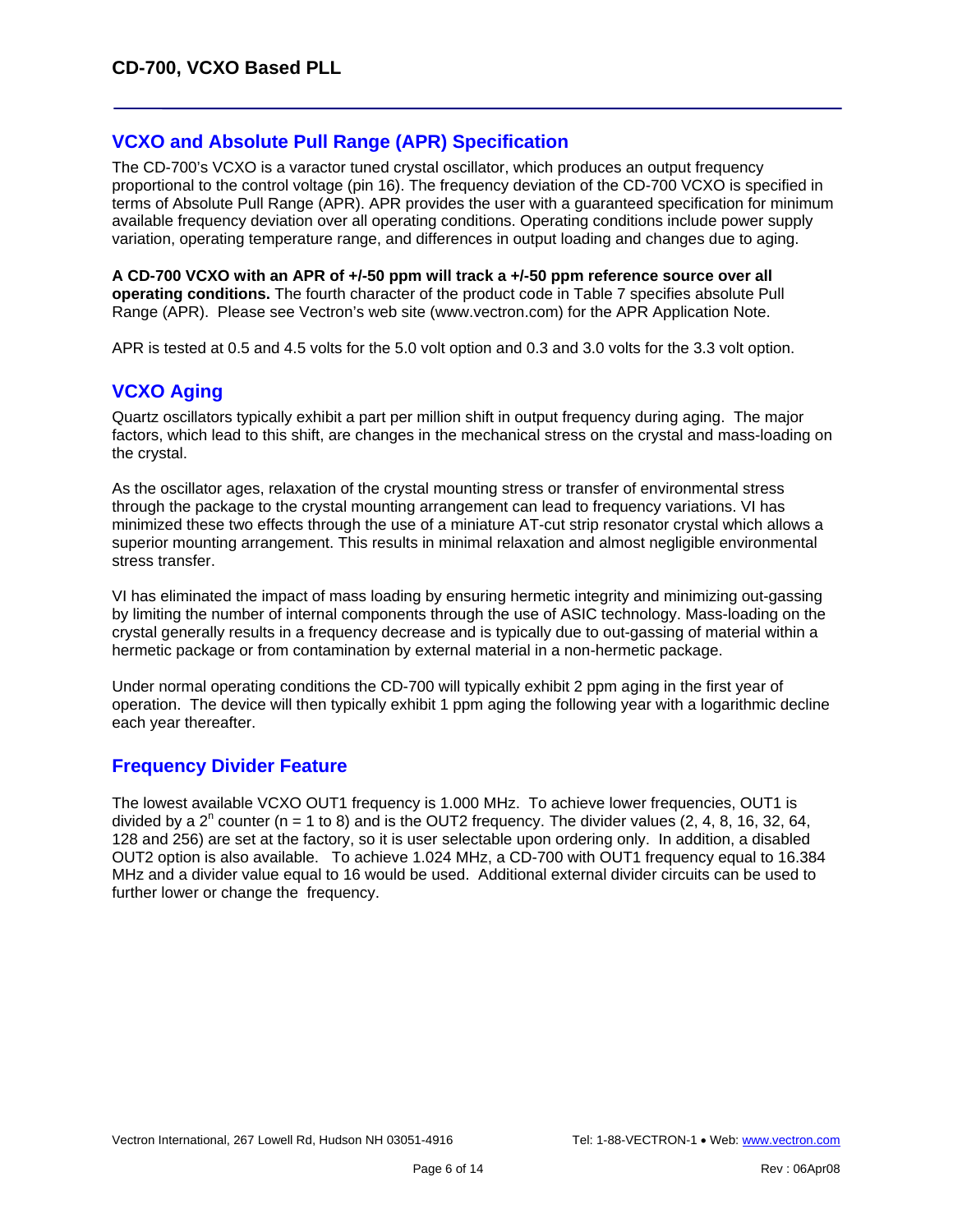## VCXO and Absolute Pull Range (APR) Specification

The CD-700's VCXO is a varactor tuned crystal oscillator, which produces an output frequency proportional to the control voltage (pin 16). The frequency deviation of the CD-700 VCXO is specified in terms of Absolute Pull Range (APR). APR provides the user with a guaranteed specification for minimum available frequency deviation over all operating conditions. Operating conditions include power supply variation, operating temperature range, and differences in output loading and changes due to aging.

**A CD-700 VCXO with an APR of +/-50 ppm will track a +/-50 ppm reference source over all operating conditions.** The fourth character of the product code in Table 7 specifies absolute Pull Range (APR). Please see Vectron's web site (www.vectron.com) for the APR Application Note.

APR is tested at 0.5 and 4.5 volts for the 5.0 volt option and 0.3 and 3.0 volts for the 3.3 volt option.

## VCXO Aging

Quartz oscillators typically exhibit a part per million shift in output frequency during aging. The major factors, which lead to this shift, are changes in the mechanical stress on the crystal and mass-loading on the crystal.

As the oscillator ages, relaxation of the crystal mounting stress or transfer of environmental stress through the package to the crystal mounting arrangement can lead to frequency variations. VI has minimized these two effects through the use of a miniature AT-cut strip resonator crystal which allows a superior mounting arrangement. This results in minimal relaxation and almost negligible environmental stress transfer.

VI has eliminated the impact of mass loading by ensuring hermetic integrity and minimizing out-gassing by limiting the number of internal components through the use of ASIC technology. Mass-loading on the crystal generally results in a frequency decrease and is typically due to out-gassing of material within a hermetic package or from contamination by external material in a non-hermetic package.

Under normal operating conditions the CD-700 will typically exhibit 2 ppm aging in the first year of operation. The device will then typically exhibit 1 ppm aging the following year with a logarithmic decline each year thereafter.

## Frequency Divider Feature

The lowest available VCXO OUT1 frequency is 1.000 MHz. To achieve lower frequencies, OUT1 is divided by a $2^n$ counter ($n = 1$ to 8) and is the OUT2 frequency. The divider values (2, 4, 8, 16, 32, 64, 128 and 256) are set at the factory, so it is user selectable upon ordering only. In addition, a disabled OUT2 option is also available. To achieve 1.024 MHz, a CD-700 with OUT1 frequency equal to 16.384 MHz and a divider value equal to 16 would be used. Additional external divider circuits can be used to further lower or change the frequency.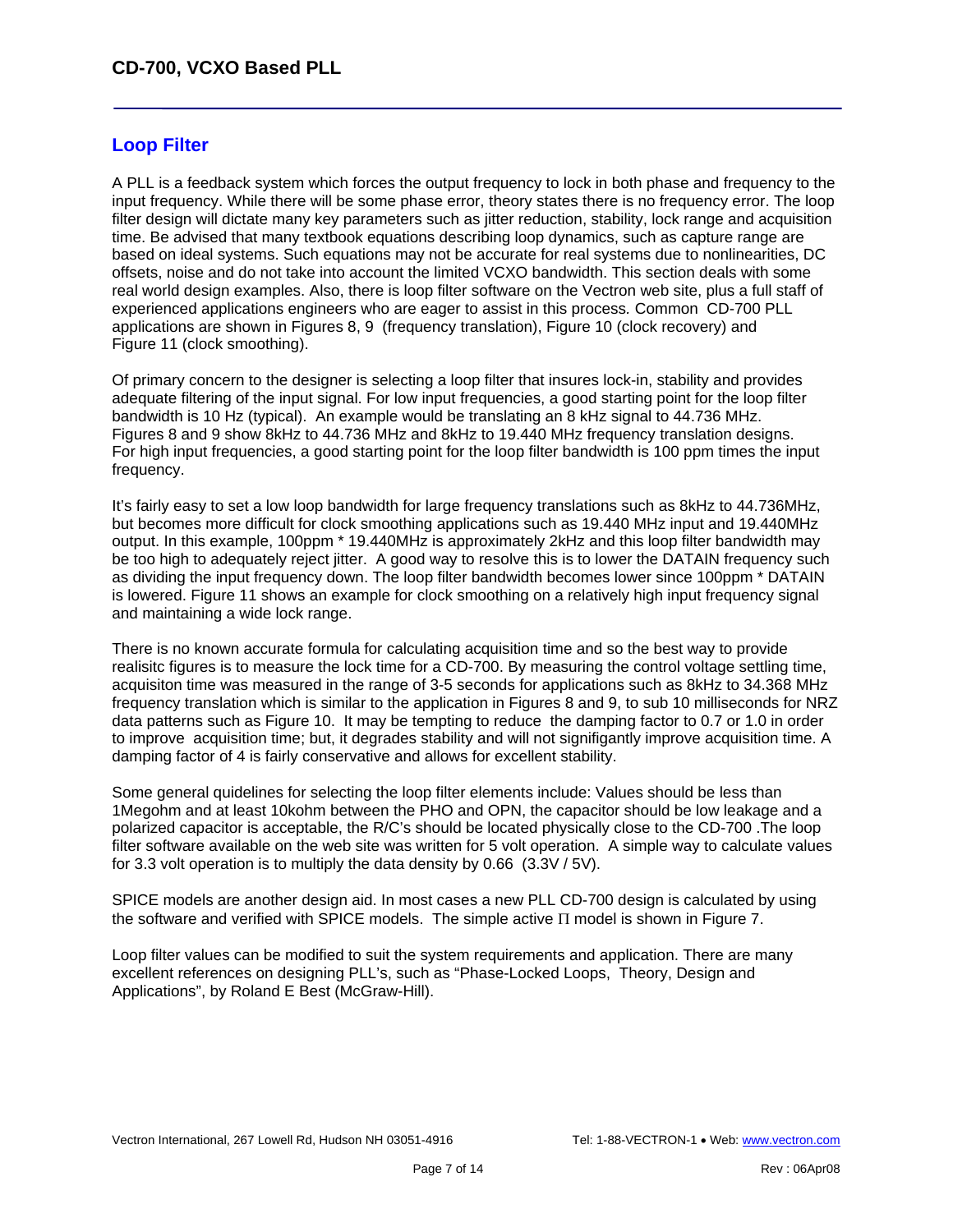## Loop Filter

A PLL is a feedback system which forces the output frequency to lock in both phase and frequency to the input frequency. While there will be some phase error, theory states there is no frequency error. The loop filter design will dictate many key parameters such as jitter reduction, stability, lock range and acquisition time. Be advised that many textbook equations describing loop dynamics, such as capture range are based on ideal systems. Such equations may not be accurate for real systems due to nonlinearities, DC offsets, noise and do not take into account the limited VCXO bandwidth. This section deals with some real world design examples. Also, there is loop filter software on the Vectron web site, plus a full staff of experienced applications engineers who are eager to assist in this process. Common CD-700 PLL applications are shown in Figures 8, 9 (frequency translation), Figure 10 (clock recovery) and Figure 11 (clock smoothing).

Of primary concern to the designer is selecting a loop filter that insures lock-in, stability and provides adequate filtering of the input signal. For low input frequencies, a good starting point for the loop filter bandwidth is 10 Hz (typical). An example would be translating an 8 kHz signal to 44.736 MHz. Figures 8 and 9 show 8kHz to 44.736 MHz and 8kHz to 19.440 MHz frequency translation designs. For high input frequencies, a good starting point for the loop filter bandwidth is 100 ppm times the input frequency.

It's fairly easy to set a low loop bandwidth for large frequency translations such as 8kHz to 44.736MHz, but becomes more difficult for clock smoothing applications such as 19.440 MHz input and 19.440MHz output. In this example, 100ppm * 19.440MHz is approximately 2kHz and this loop filter bandwidth may be too high to adequately reject jitter. A good way to resolve this is to lower the DATAIN frequency such as dividing the input frequency down. The loop filter bandwidth becomes lower since 100ppm * DATAIN is lowered. Figure 11 shows an example for clock smoothing on a relatively high input frequency signal and maintaining a wide lock range.

There is no known accurate formula for calculating acquisition time and so the best way to provide realisitc figures is to measure the lock time for a CD-700. By measuring the control voltage settling time, acquisiton time was measured in the range of 3-5 seconds for applications such as 8kHz to 34.368 MHz frequency translation which is similar to the application in Figures 8 and 9, to sub 10 milliseconds for NRZ data patterns such as Figure 10. It may be tempting to reduce the damping factor to 0.7 or 1.0 in order to improve acquisition time; but, it degrades stability and will not signifigantly improve acquisition time. A damping factor of 4 is fairly conservative and allows for excellent stability.

Some general guidelines for selecting the loop filter elements include: Values should be less than 1Megohm and at least 10kohm between the PHO and OPN, the capacitor should be low leakage and a polarized capacitor is acceptable, the R/C's should be located physically close to the CD-700 .The loop filter software available on the web site was written for 5 volt operation. A simple way to calculate values for 3.3 volt operation is to multiply the data density by 0.66 (3.3V / 5V).

SPICE models are another design aid. In most cases a new PLL CD-700 design is calculated by using the software and verified with SPICE models. The simple active $\Pi$ model is shown in Figure 7.

Loop filter values can be modified to suit the system requirements and application. There are many excellent references on designing PLL's, such as "Phase-Locked Loops, Theory, Design and Applications", by Roland E Best (McGraw-Hill).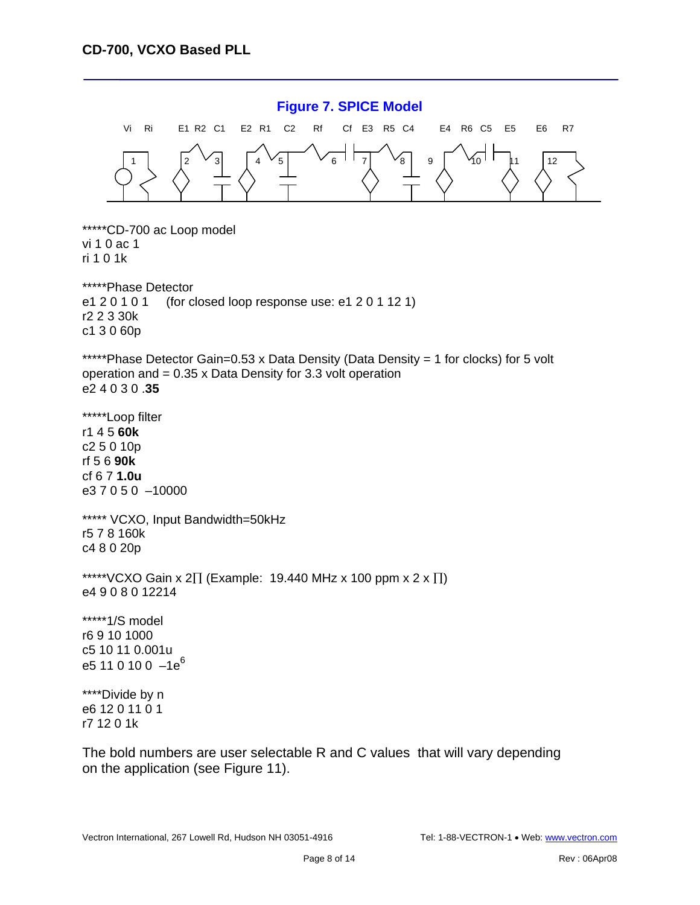## Figure 7. SPICE Model

Vi Ri E1 R2 C1 E2 R1 C2 Rf Cf E3 R5 C4 E4 R6 C5 E5 E6 R7

1 2 3 4 5 6 7 8 9 10 11 12

*****CD-700 ac Loop model
vi 1 0 ac 1
ri 1 0 1k

*****Phase Detector
e1 2 0 1 0 1 (for closed loop response use: e1 2 0 1 12 1)
r2 2 3 30k
c1 3 0 60p

*****Phase Detector Gain=0.53 x Data Density (Data Density = 1 for clocks) for 5 volt operation and = 0.35 x Data Density for 3.3 volt operation
e2 4 0 3 0 **.35**

*****Loop filter
r1 4 5 **60k**
c2 5 0 10p
rf 5 6 **90k**
cf 6 7 **1.0u**
e3 7 0 5 0 –10000

***** VCXO, Input Bandwidth=50kHz
r5 7 8 160k
c4 8 0 20p

*****VCXO Gain x 2∏ (Example: 19.440 MHz x 100 ppm x 2 x ∏)
e4 9 0 8 0 12214

*****1/S model
r6 9 10 1000
c5 10 11 0.001u
e5 11 0 10 0 $-1e^{6}$

****Divide by n
e6 12 0 11 0 1
r7 12 0 1k

The bold numbers are user selectable R and C values that will vary depending on the application (see Figure 11).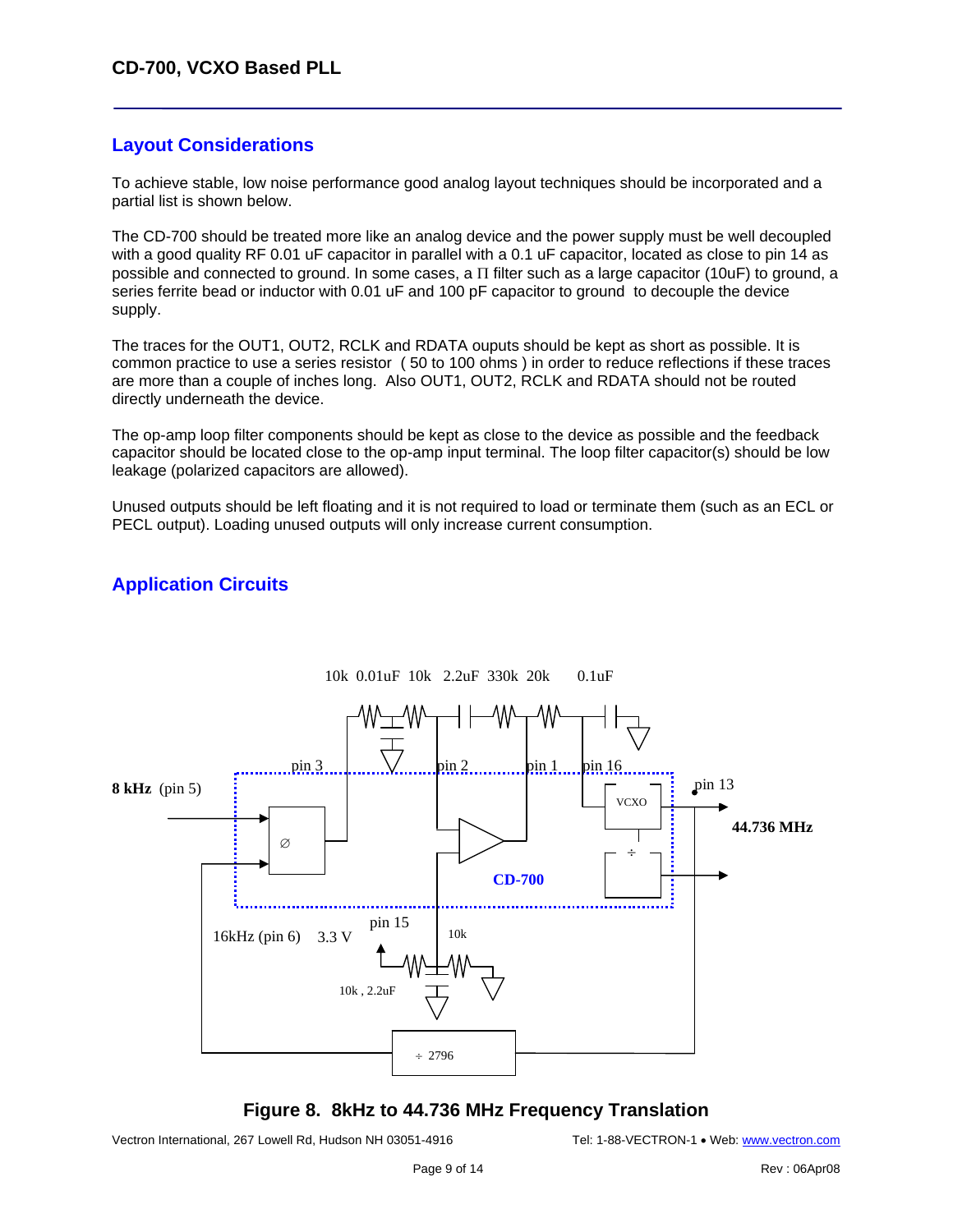## Layout Considerations

To achieve stable, low noise performance good analog layout techniques should be incorporated and a partial list is shown below.

The CD-700 should be treated more like an analog device and the power supply must be well decoupled with a good quality RF 0.01 uF capacitor in parallel with a 0.1 uF capacitor, located as close to pin 14 as possible and connected to ground. In some cases, a Π filter such as a large capacitor (10uF) to ground, a series ferrite bead or inductor with 0.01 uF and 100 pF capacitor to ground to decouple the device supply.

The traces for the OUT1, OUT2, RCLK and RDATA ouputs should be kept as short as possible. It is common practice to use a series resistor ( 50 to 100 ohms ) in order to reduce reflections if these traces are more than a couple of inches long. Also OUT1, OUT2, RCLK and RDATA should not be routed directly underneath the device.

The op-amp loop filter components should be kept as close to the device as possible and the feedback capacitor should be located close to the op-amp input terminal. The loop filter capacitor(s) should be low leakage (polarized capacitors are allowed).

Unused outputs should be left floating and it is not required to load or terminate them (such as an ECL or PECL output). Loading unused outputs will only increase current consumption.

## Application Circuits

10k 0.01uF 10k 2.2uF 330k 20k 0.1uF

pin 3 pin 2 pin 1 pin 16 pin 13

**8 kHz** (pin 5)

VCXO

Ø

÷

**CD-700**

**44.736 MHz**

16kHz (pin 6) 3.3 V pin 15 10k

10k , 2.2uF

÷ 2796

**Figure 8. 8kHz to 44.736 MHz Frequency Translation**

Vectron International, 267 Lowell Rd, Hudson NH 03051-4916 Tel: 1-88-VECTRON-1 • Web: www.vectron.com

Rev : 06Apr08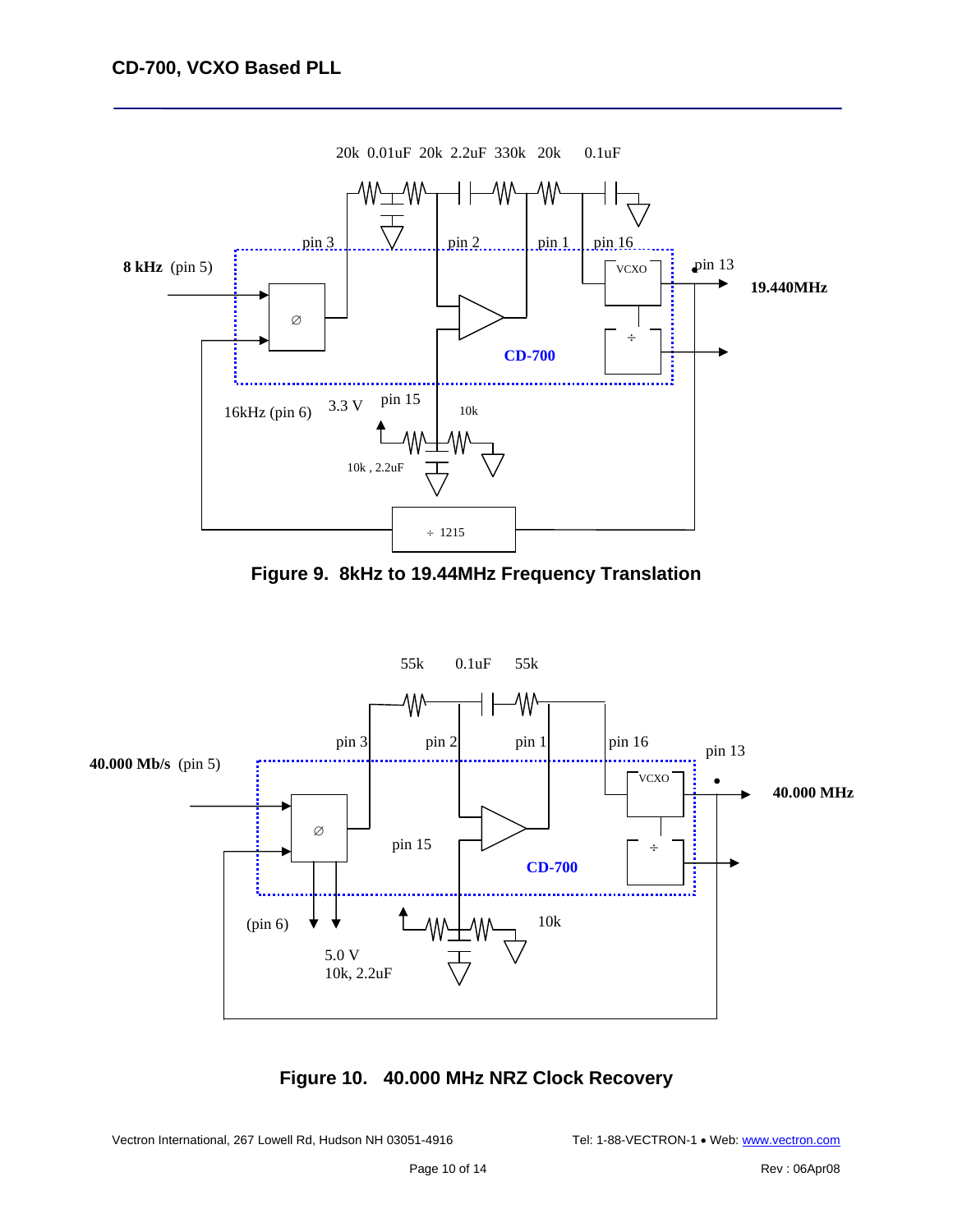20k 0.01uF 20k 2.2uF 330k 20k 0.1uF

pin 3 pin 2 pin 1 pin 16

**8 kHz** (pin 5)

VCXO

pin 13

**19.440MHz**

∅

÷

**CD-700**

16kHz (pin 6) 3.3 V pin 15

10k

10k , 2.2uF

÷ 1215

**Figure 9. 8kHz to 19.44MHz Frequency Translation**

55k 0.1uF 55k

pin 3 pin 2 pin 1 pin 16 pin 13

**40.000 Mb/s** (pin 5)

VCXO

**40.000 MHz**

∅

÷

pin 15

**CD-700**

(pin 6)

10k

5.0 V

10k, 2.2uF

**Figure 10. 40.000 MHz NRZ Clock Recovery**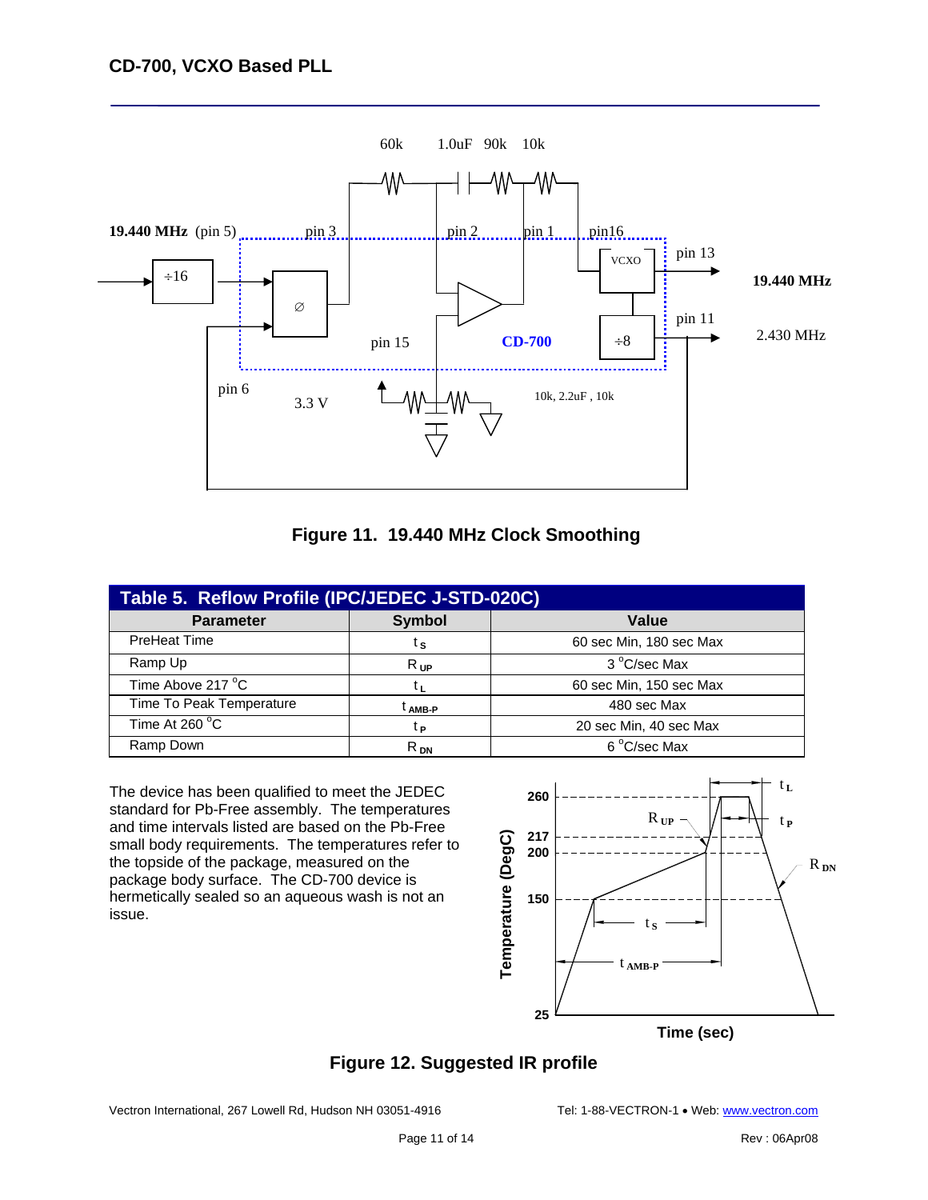Figure 11. 19.440 MHz Clock Smoothing

**Table 5. Reflow Profile (IPC/JEDEC J-STD-020C)**

| Parameter | Symbol | Value |
|---|---|---|
| PreHeat Time | $t_S$ | 60 sec Min, 180 sec Max |
| Ramp Up | $R_{UP}$ | 3 °C/sec Max |
| Time Above 217 °C | $t_L$ | 60 sec Min, 150 sec Max |
| Time To Peak Temperature | $t_{AMB-P}$ | 480 sec Max |
| Time At 260 °C | $t_P$ | 20 sec Min, 40 sec Max |
| Ramp Down | $R_{DN}$ | 6 °C/sec Max |

The device has been qualified to meet the JEDEC standard for Pb-Free assembly. The temperatures and time intervals listed are based on the Pb-Free small body requirements. The temperatures refer to the topside of the package, measured on the package body surface. The CD-700 device is hermetically sealed so an aqueous wash is not an issue.

Figure 12. Suggested IR profile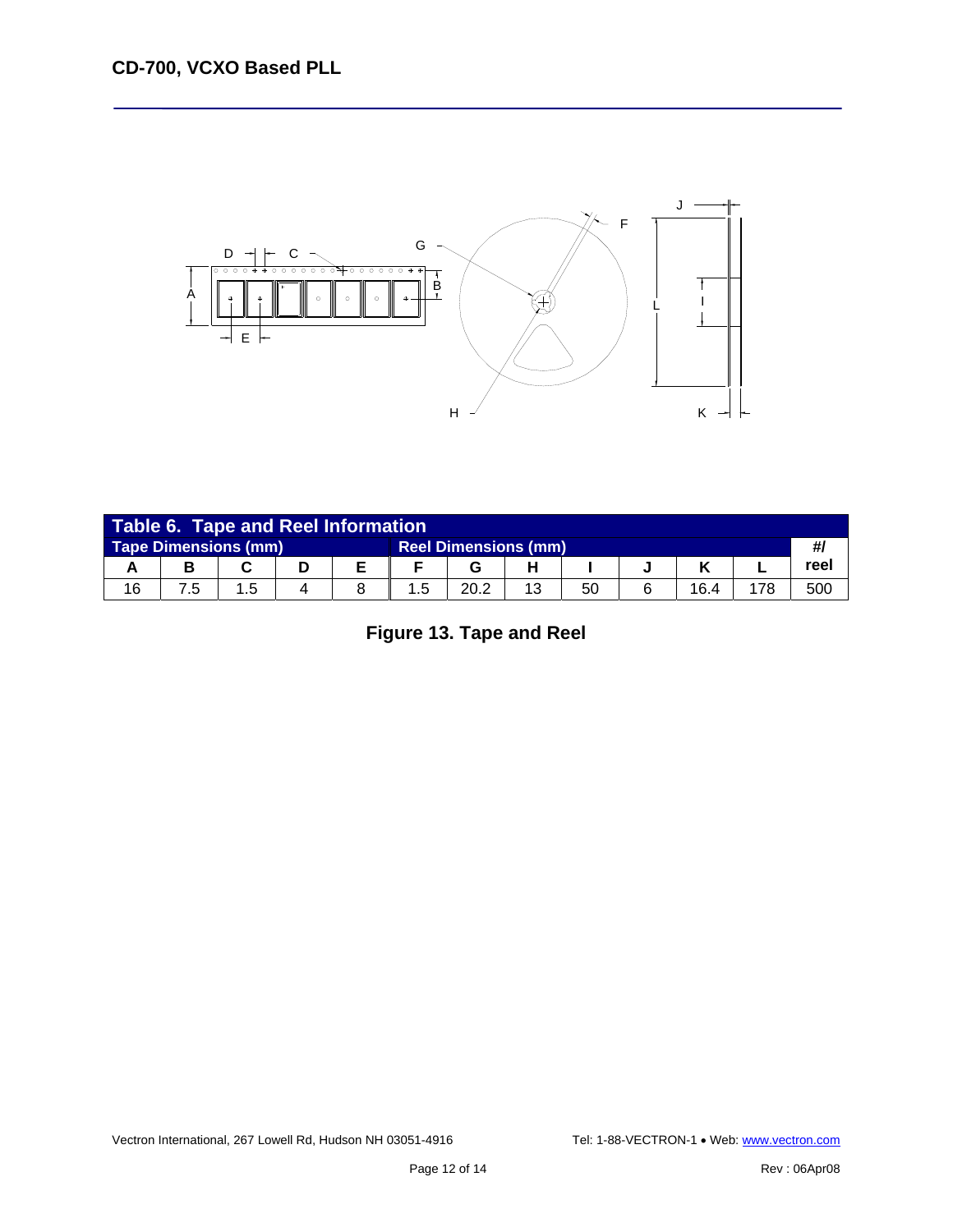| Table 6. Tape and Reel Information | | | | | | | | | | | | |
|---|---|---|---|---|---|---|---|---|---|---|---|---|
| Tape Dimensions (mm) | | | | | Reel Dimensions (mm) | | | | | | | #/ reel |
| A | B | C | D | E | F | G | H | I | J | K | L | |
| 16 | 7.5 | 1.5 | 4 | 8 | 1.5 | 20.2 | 13 | 50 | 6 | 16.4 | 178 | 500 |

**Figure 13. Tape and Reel**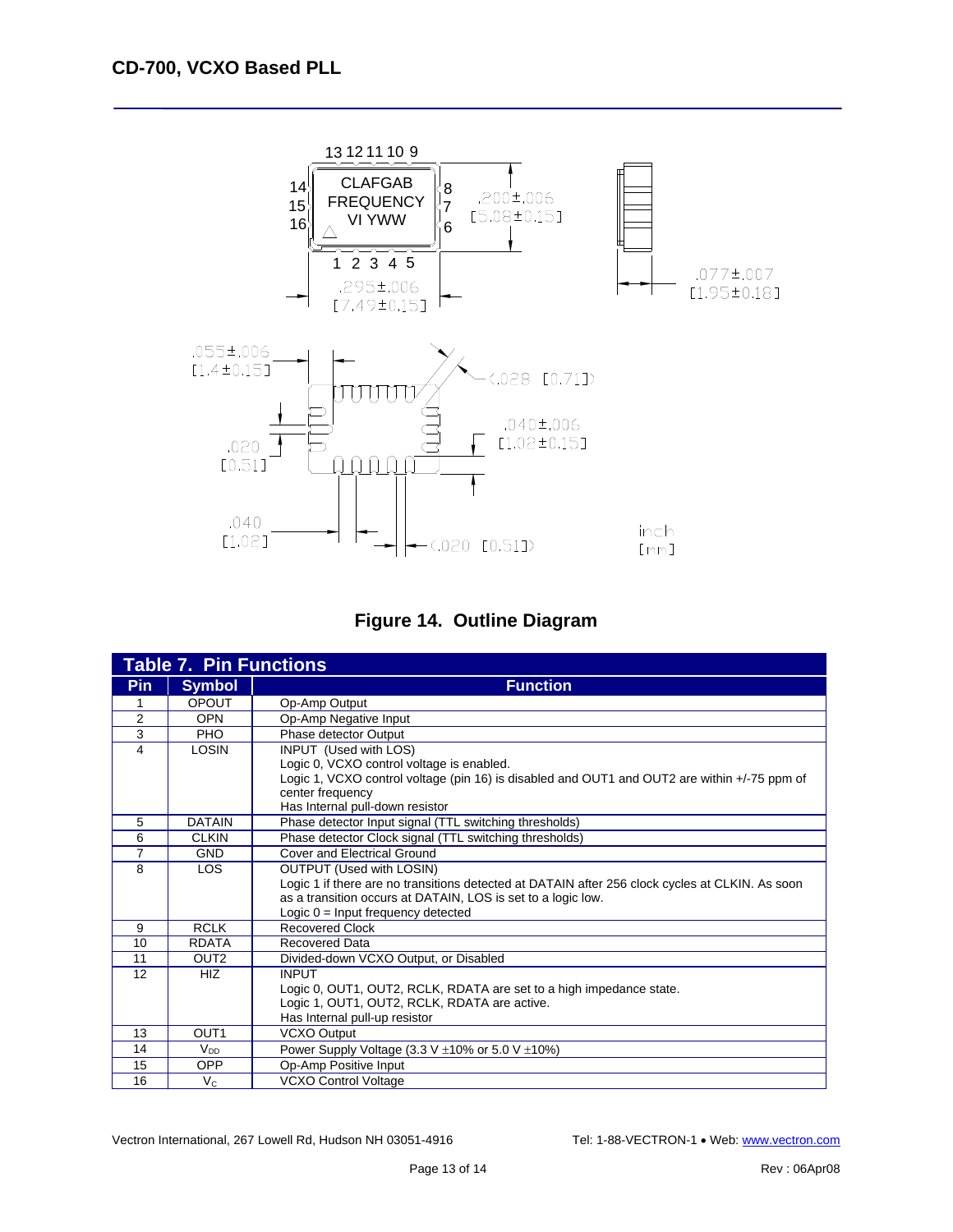## CD-700, VCXO Based PLL

**Figure 14. Outline Diagram**

| Table 7. Pin Functions | | |
|---|---|---|
| **Pin** | **Symbol** | **Function** |
| 1 | OPOUT | Op-Amp Output |
| 2 | OPN | Op-Amp Negative Input |
| 3 | PHO | Phase detector Output |
| 4 | LOSIN | INPUT (Used with LOS)<br>Logic 0, VCXO control voltage is enabled.<br>Logic 1, VCXO control voltage (pin 16) is disabled and OUT1 and OUT2 are within +/-75 ppm of center frequency<br>Has Internal pull-down resistor |
| 5 | DATAIN | Phase detector Input signal (TTL switching thresholds) |
| 6 | CLKIN | Phase detector Clock signal (TTL switching thresholds) |
| 7 | GND | Cover and Electrical Ground |
| 8 | LOS | OUTPUT (Used with LOSIN)<br>Logic 1 if there are no transitions detected at DATAIN after 256 clock cycles at CLKIN. As soon as a transition occurs at DATAIN, LOS is set to a logic low.<br>Logic 0 = Input frequency detected |
| 9 | RCLK | Recovered Clock |
| 10 | RDATA | Recovered Data |
| 11 | OUT2 | Divided-down VCXO Output, or Disabled |
| 12 | HIZ | INPUT<br>Logic 0, OUT1, OUT2, RCLK, RDATA are set to a high impedance state.<br>Logic 1, OUT1, OUT2, RCLK, RDATA are active.<br>Has Internal pull-up resistor |
| 13 | OUT1 | VCXO Output |
| 14 | $V_{DD}$ | Power Supply Voltage (3.3 V ±10% or 5.0 V ±10%) |
| 15 | OPP | Op-Amp Positive Input |
| 16 | $V_C$ | VCXO Control Voltage |

Vectron International, 267 Lowell Rd, Hudson NH 03051-4916 Tel: 1-88-VECTRON-1 • Web: www.vectron.com

Rev : 06Apr08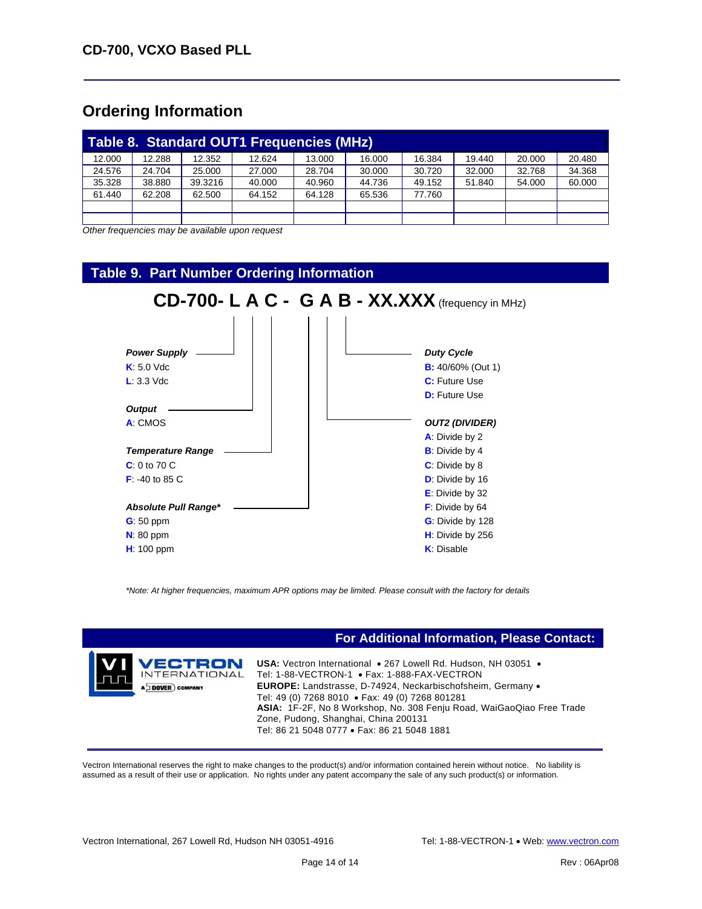## Ordering Information

**Table 8. Standard OUT1 Frequencies (MHz)**

| | | | | | | | | | |
|---|---|---|---|---|---|---|---|---|---|
| 12.000 | 12.288 | 12.352 | 12.624 | 13.000 | 16.000 | 16.384 | 19.440 | 20.000 | 20.480 |
| 24.576 | 24.704 | 25.000 | 27.000 | 28.704 | 30.000 | 30.720 | 32.000 | 32.768 | 34.368 |
| 35.328 | 38.880 | 39.3216 | 40.000 | 40.960 | 44.736 | 49.152 | 51.840 | 54.000 | 60.000 |
| 61.440 | 62.208 | 62.500 | 64.152 | 64.128 | 65.536 | 77.760 | | | |
| | | | | | | | | | |
| | | | | | | | | | |

*Other frequencies may be available upon request*

**Table 9. Part Number Ordering Information**

**CD-700- L A C - G A B - XX.XXX** (frequency in MHz)

***Power Supply***
- **K**: 5.0 Vdc
- **L**: 3.3 Vdc

***Output***
- **A**: CMOS

***Temperature Range***
- **C**: 0 to 70 C
- **F**: -40 to 85 C

***Absolute Pull Range****
- **G**: 50 ppm
- **N**: 80 ppm
- **H**: 100 ppm

***OUT2 (DIVIDER)***
- **A**: Divide by 2
- **B**: Divide by 4
- **C**: Divide by 8
- **D**: Divide by 16
- **E**: Divide by 32
- **F**: Divide by 64
- **G**: Divide by 128
- **H**: Divide by 256
- **K**: Disable

***Duty Cycle***
- **B:** 40/60% (Out 1)
- **C:** Future Use
- **D:** Future Use

*\*Note: At higher frequencies, maximum APR options may be limited. Please consult with the factory for details*

**For Additional Information, Please Contact:**

VECTRON INTERNATIONAL
A DOVER COMPANY

**USA:** Vectron International • 267 Lowell Rd. Hudson, NH 03051 •
Tel: 1-88-VECTRON-1 • Fax: 1-888-FAX-VECTRON
**EUROPE:** Landstrasse, D-74924, Neckarbischofsheim, Germany •
Tel: 49 (0) 7268 8010 • Fax: 49 (0) 7268 801281
**ASIA:** 1F-2F, No 8 Workshop, No. 308 Fenju Road, WaiGaoQiao Free Trade Zone, Pudong, Shanghai, China 200131
Tel: 86 21 5048 0777 • Fax: 86 21 5048 1881

Vectron International reserves the right to make changes to the product(s) and/or information contained herein without notice. No liability is assumed as a result of their use or application. No rights under any patent accompany the sale of any such product(s) or information.

Vectron International, 267 Lowell Rd, Hudson NH 03051-4916 Tel: 1-88-VECTRON-1 • Web: www.vectron.com

Rev : 06Apr08